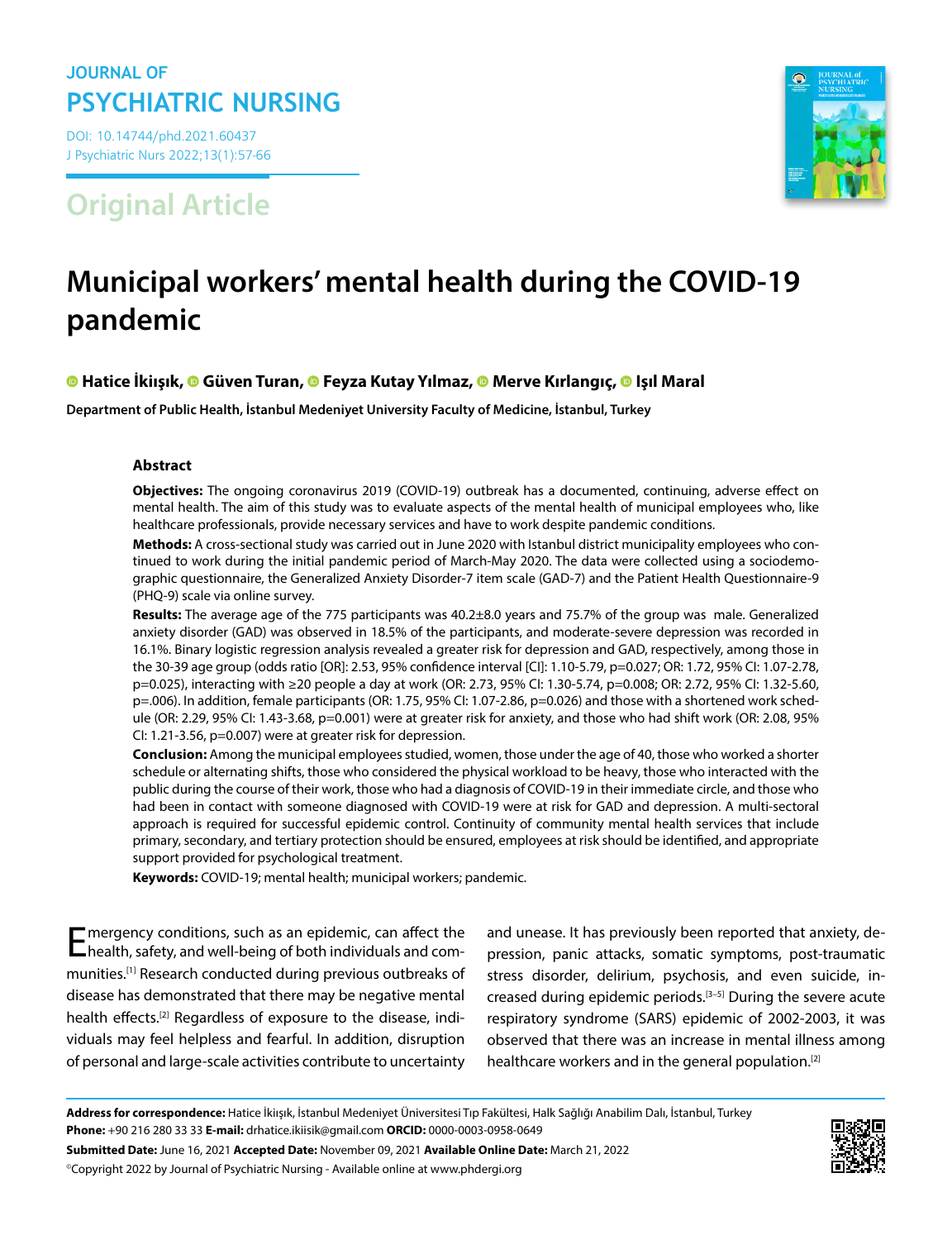Original Article

# Municipal workers' mental health during the COVID-19 pandemic

Hatice İkiışık, Güven Turan, Feyza Kutay Yılmaz, Merve Kırlangıç, Işıl Maral

**Department of Public Health, İstanbul Medeniyet University Faculty of Medicine, İstanbul, Turkey**

## Abstract

**Objectives:** The ongoing coronavirus 2019 (COVID-19) outbreak has a documented, continuing, adverse effect on mental health. The aim of this study was to evaluate aspects of the mental health of municipal employees who, like healthcare professionals, provide necessary services and have to work despite pandemic conditions.

**Methods:** A cross-sectional study was carried out in June 2020 with Istanbul district municipality employees who continued to work during the initial pandemic period of March-May 2020. The data were collected using a sociodemographic questionnaire, the Generalized Anxiety Disorder-7 item scale (GAD-7) and the Patient Health Questionnaire-9 (PHQ-9) scale via online survey.

**Results:** The average age of the 775 participants was 40.2±8.0 years and 75.7% of the group was male. Generalized anxiety disorder (GAD) was observed in 18.5% of the participants, and moderate-severe depression was recorded in 16.1%. Binary logistic regression analysis revealed a greater risk for depression and GAD, respectively, among those in the 30-39 age group (odds ratio [OR]: 2.53, 95% confidence interval [CI]: 1.10-5.79, p=0.027; OR: 1.72, 95% CI: 1.07-2.78, p=0.025), interacting with ≥20 people a day at work (OR: 2.73, 95% CI: 1.30-5.74, p=0.008; OR: 2.72, 95% CI: 1.32-5.60, p=.006). In addition, female participants (OR: 1.75, 95% CI: 1.07-2.86, p=0.026) and those with a shortened work schedule (OR: 2.29, 95% CI: 1.43-3.68, p=0.001) were at greater risk for anxiety, and those who had shift work (OR: 2.08, 95% CI: 1.21-3.56, p=0.007) were at greater risk for depression.

**Conclusion:** Among the municipal employees studied, women, those under the age of 40, those who worked a shorter schedule or alternating shifts, those who considered the physical workload to be heavy, those who interacted with the public during the course of their work, those who had a diagnosis of COVID-19 in their immediate circle, and those who had been in contact with someone diagnosed with COVID-19 were at risk for GAD and depression. A multi-sectoral approach is required for successful epidemic control. Continuity of community mental health services that include primary, secondary, and tertiary protection should be ensured, employees at risk should be identified, and appropriate support provided for psychological treatment.

**Keywords:** COVID-19; mental health; municipal workers; pandemic.

Emergency conditions, such as an epidemic, can affect the health, safety, and well-being of both individuals and communities.[1] Research conducted during previous outbreaks of disease has demonstrated that there may be negative mental health effects.[2] Regardless of exposure to the disease, individuals may feel helpless and fearful. In addition, disruption of personal and large-scale activities contribute to uncertainty and unease. It has previously been reported that anxiety, depression, panic attacks, somatic symptoms, post-traumatic stress disorder, delirium, psychosis, and even suicide, increased during epidemic periods.[3–5] During the severe acute respiratory syndrome (SARS) epidemic of 2002-2003, it was observed that there was an increase in mental illness among healthcare workers and in the general population.[2]

**Address for correspondence:** Hatice İkiışık, İstanbul Medeniyet Üniversitesi Tıp Fakültesi, Halk Sağlığı Anabilim Dalı, İstanbul, Turkey
**Phone:** +90 216 280 33 33 **E-mail:** drhatice.ikiisik@gmail.com **ORCID:** 0000-0003-0958-0649
**Submitted Date:** June 16, 2021 **Accepted Date:** November 09, 2021 **Available Online Date:** March 21, 2022
©Copyright 2022 by Journal of Psychiatric Nursing - Available online at www.phdergi.org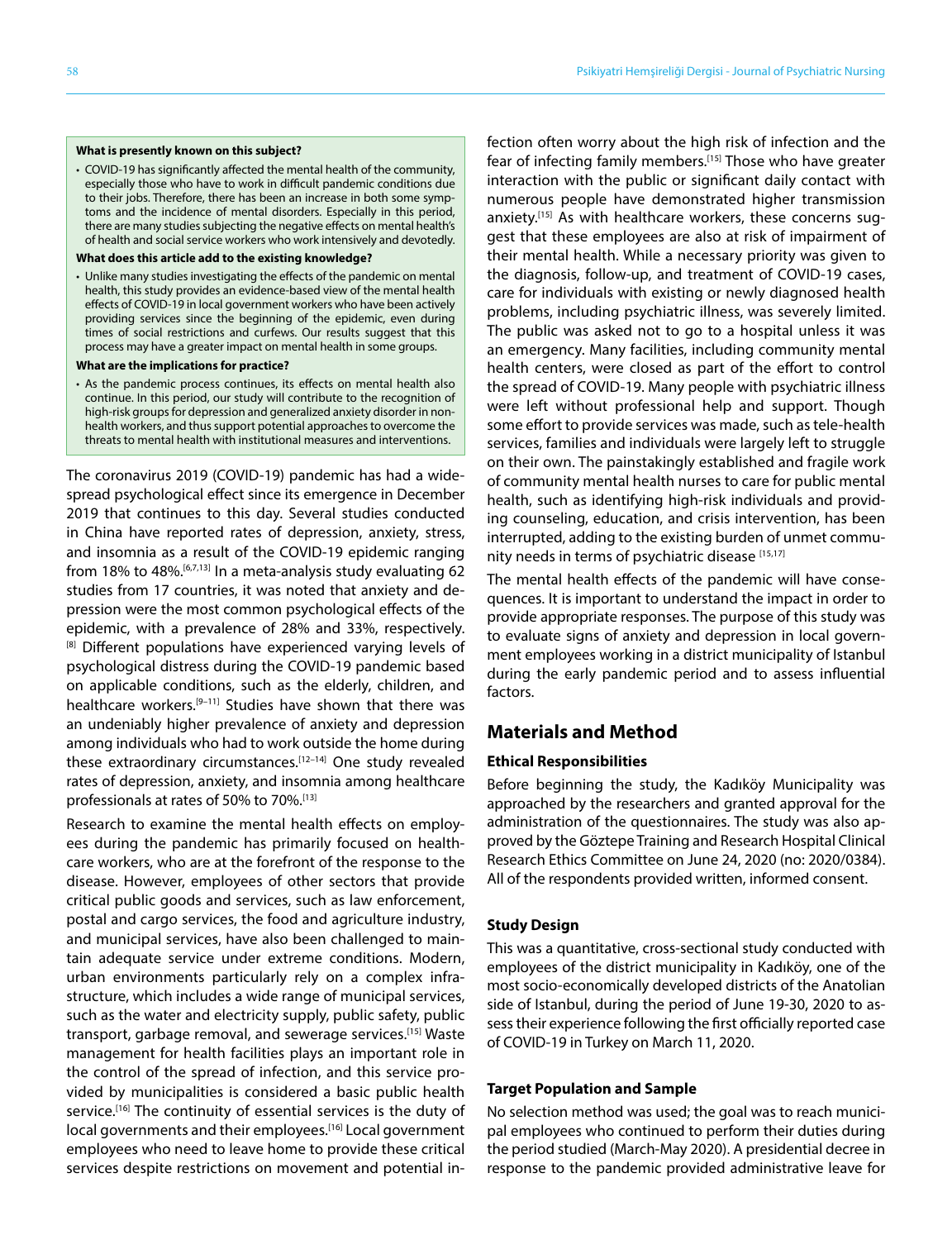**What is presently known on this subject?**

- COVID-19 has significantly affected the mental health of the community, especially those who have to work in difficult pandemic conditions due to their jobs. Therefore, there has been an increase in both some symptoms and the incidence of mental disorders. Especially in this period, there are many studies subjecting the negative effects on mental health's of health and social service workers who work intensively and devotedly.

**What does this article add to the existing knowledge?**

- Unlike many studies investigating the effects of the pandemic on mental health, this study provides an evidence-based view of the mental health effects of COVID-19 in local government workers who have been actively providing services since the beginning of the epidemic, even during times of social restrictions and curfews. Our results suggest that this process may have a greater impact on mental health in some groups.

**What are the implications for practice?**

- As the pandemic process continues, its effects on mental health also continue. In this period, our study will contribute to the recognition of high-risk groups for depression and generalized anxiety disorder in non-health workers, and thus support potential approaches to overcome the threats to mental health with institutional measures and interventions.

The coronavirus 2019 (COVID-19) pandemic has had a widespread psychological effect since its emergence in December 2019 that continues to this day. Several studies conducted in China have reported rates of depression, anxiety, stress, and insomnia as a result of the COVID-19 epidemic ranging from 18% to 48%.[6,7,13] In a meta-analysis study evaluating 62 studies from 17 countries, it was noted that anxiety and depression were the most common psychological effects of the epidemic, with a prevalence of 28% and 33%, respectively.[8] Different populations have experienced varying levels of psychological distress during the COVID-19 pandemic based on applicable conditions, such as the elderly, children, and healthcare workers.[9–11] Studies have shown that there was an undeniably higher prevalence of anxiety and depression among individuals who had to work outside the home during these extraordinary circumstances.[12–14] One study revealed rates of depression, anxiety, and insomnia among healthcare professionals at rates of 50% to 70%.[13]

Research to examine the mental health effects on employees during the pandemic has primarily focused on healthcare workers, who are at the forefront of the response to the disease. However, employees of other sectors that provide critical public goods and services, such as law enforcement, postal and cargo services, the food and agriculture industry, and municipal services, have also been challenged to maintain adequate service under extreme conditions. Modern, urban environments particularly rely on a complex infrastructure, which includes a wide range of municipal services, such as the water and electricity supply, public safety, public transport, garbage removal, and sewerage services.[15] Waste management for health facilities plays an important role in the control of the spread of infection, and this service provided by municipalities is considered a basic public health service.[16] The continuity of essential services is the duty of local governments and their employees.[16] Local government employees who need to leave home to provide these critical services despite restrictions on movement and potential infection often worry about the high risk of infection and the fear of infecting family members.[15] Those who have greater interaction with the public or significant daily contact with numerous people have demonstrated higher transmission anxiety.[15] As with healthcare workers, these concerns suggest that these employees are also at risk of impairment of their mental health. While a necessary priority was given to the diagnosis, follow-up, and treatment of COVID-19 cases, care for individuals with existing or newly diagnosed health problems, including psychiatric illness, was severely limited. The public was asked not to go to a hospital unless it was an emergency. Many facilities, including community mental health centers, were closed as part of the effort to control the spread of COVID-19. Many people with psychiatric illness were left without professional help and support. Though some effort to provide services was made, such as tele-health services, families and individuals were largely left to struggle on their own. The painstakingly established and fragile work of community mental health nurses to care for public mental health, such as identifying high-risk individuals and providing counseling, education, and crisis intervention, has been interrupted, adding to the existing burden of unmet community needs in terms of psychiatric disease [15,17]

The mental health effects of the pandemic will have consequences. It is important to understand the impact in order to provide appropriate responses. The purpose of this study was to evaluate signs of anxiety and depression in local government employees working in a district municipality of Istanbul during the early pandemic period and to assess influential factors.

## Materials and Method

### Ethical Responsibilities

Before beginning the study, the Kadıköy Municipality was approached by the researchers and granted approval for the administration of the questionnaires. The study was also approved by the Göztepe Training and Research Hospital Clinical Research Ethics Committee on June 24, 2020 (no: 2020/0384). All of the respondents provided written, informed consent.

### Study Design

This was a quantitative, cross-sectional study conducted with employees of the district municipality in Kadıköy, one of the most socio-economically developed districts of the Anatolian side of Istanbul, during the period of June 19-30, 2020 to assess their experience following the first officially reported case of COVID-19 in Turkey on March 11, 2020.

### Target Population and Sample

No selection method was used; the goal was to reach municipal employees who continued to perform their duties during the period studied (March-May 2020). A presidential decree in response to the pandemic provided administrative leave for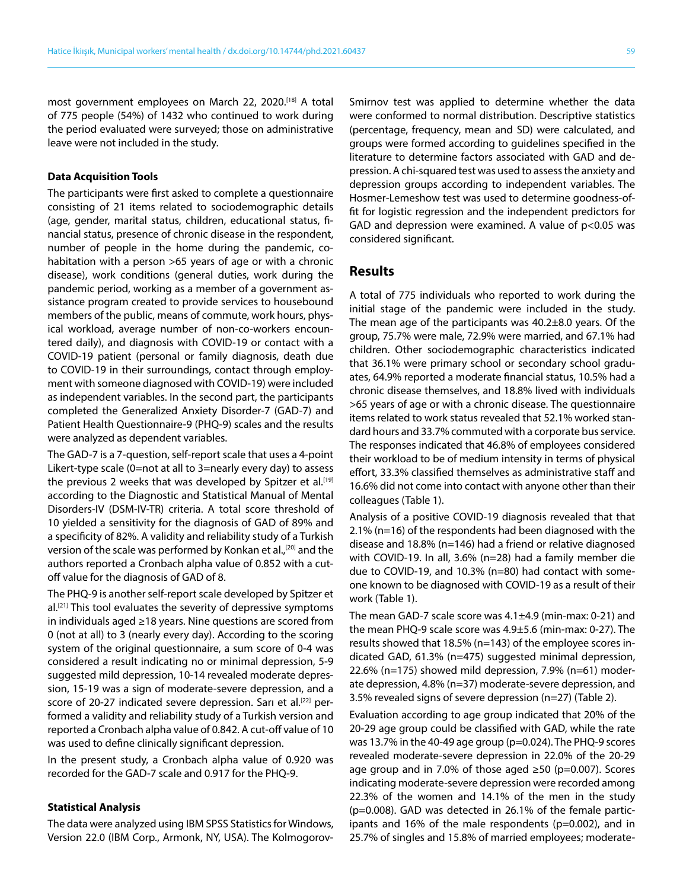most government employees on March 22, 2020.[18] A total of 775 people (54%) of 1432 who continued to work during the period evaluated were surveyed; those on administrative leave were not included in the study.

### Data Acquisition Tools

The participants were first asked to complete a questionnaire consisting of 21 items related to sociodemographic details (age, gender, marital status, children, educational status, financial status, presence of chronic disease in the respondent, number of people in the home during the pandemic, cohabitation with a person >65 years of age or with a chronic disease), work conditions (general duties, work during the pandemic period, working as a member of a government assistance program created to provide services to housebound members of the public, means of commute, work hours, physical workload, average number of non-co-workers encountered daily), and diagnosis with COVID-19 or contact with a COVID-19 patient (personal or family diagnosis, death due to COVID-19 in their surroundings, contact through employment with someone diagnosed with COVID-19) were included as independent variables. In the second part, the participants completed the Generalized Anxiety Disorder-7 (GAD-7) and Patient Health Questionnaire-9 (PHQ-9) scales and the results were analyzed as dependent variables.

The GAD-7 is a 7-question, self-report scale that uses a 4-point Likert-type scale (0=not at all to 3=nearly every day) to assess the previous 2 weeks that was developed by Spitzer et al.[19] according to the Diagnostic and Statistical Manual of Mental Disorders-IV (DSM-IV-TR) criteria. A total score threshold of 10 yielded a sensitivity for the diagnosis of GAD of 89% and a specificity of 82%. A validity and reliability study of a Turkish version of the scale was performed by Konkan et al.,[20] and the authors reported a Cronbach alpha value of 0.852 with a cut-off value for the diagnosis of GAD of 8.

The PHQ-9 is another self-report scale developed by Spitzer et al.[21] This tool evaluates the severity of depressive symptoms in individuals aged ≥18 years. Nine questions are scored from 0 (not at all) to 3 (nearly every day). According to the scoring system of the original questionnaire, a sum score of 0-4 was considered a result indicating no or minimal depression, 5-9 suggested mild depression, 10-14 revealed moderate depression, 15-19 was a sign of moderate-severe depression, and a score of 20-27 indicated severe depression. Sarı et al.[22] performed a validity and reliability study of a Turkish version and reported a Cronbach alpha value of 0.842. A cut-off value of 10 was used to define clinically significant depression.

In the present study, a Cronbach alpha value of 0.920 was recorded for the GAD-7 scale and 0.917 for the PHQ-9.

### Statistical Analysis

The data were analyzed using IBM SPSS Statistics for Windows, Version 22.0 (IBM Corp., Armonk, NY, USA). The Kolmogorov-Smirnov test was applied to determine whether the data were conformed to normal distribution. Descriptive statistics (percentage, frequency, mean and SD) were calculated, and groups were formed according to guidelines specified in the literature to determine factors associated with GAD and depression. A chi-squared test was used to assess the anxiety and depression groups according to independent variables. The Hosmer-Lemeshow test was used to determine goodness-of-fit for logistic regression and the independent predictors for GAD and depression were examined. A value of $p<0.05$ was considered significant.

## Results

A total of 775 individuals who reported to work during the initial stage of the pandemic were included in the study. The mean age of the participants was 40.2±8.0 years. Of the group, 75.7% were male, 72.9% were married, and 67.1% had children. Other sociodemographic characteristics indicated that 36.1% were primary school or secondary school graduates, 64.9% reported a moderate financial status, 10.5% had a chronic disease themselves, and 18.8% lived with individuals >65 years of age or with a chronic disease. The questionnaire items related to work status revealed that 52.1% worked standard hours and 33.7% commuted with a corporate bus service. The responses indicated that 46.8% of employees considered their workload to be of medium intensity in terms of physical effort, 33.3% classified themselves as administrative staff and 16.6% did not come into contact with anyone other than their colleagues (Table 1).

Analysis of a positive COVID-19 diagnosis revealed that that 2.1% (n=16) of the respondents had been diagnosed with the disease and 18.8% (n=146) had a friend or relative diagnosed with COVID-19. In all, 3.6% (n=28) had a family member die due to COVID-19, and 10.3% (n=80) had contact with someone known to be diagnosed with COVID-19 as a result of their work (Table 1).

The mean GAD-7 scale score was 4.1±4.9 (min-max: 0-21) and the mean PHQ-9 scale score was 4.9±5.6 (min-max: 0-27). The results showed that 18.5% (n=143) of the employee scores indicated GAD, 61.3% (n=475) suggested minimal depression, 22.6% (n=175) showed mild depression, 7.9% (n=61) moderate depression, 4.8% (n=37) moderate-severe depression, and 3.5% revealed signs of severe depression (n=27) (Table 2).

Evaluation according to age group indicated that 20% of the 20-29 age group could be classified with GAD, while the rate was 13.7% in the 40-49 age group ($p=0.024$). The PHQ-9 scores revealed moderate-severe depression in 22.0% of the 20-29 age group and in 7.0% of those aged ≥50 ($p=0.007$). Scores indicating moderate-severe depression were recorded among 22.3% of the women and 14.1% of the men in the study ($p=0.008$). GAD was detected in 26.1% of the female participants and 16% of the male respondents ($p=0.002$), and in 25.7% of singles and 15.8% of married employees; moderate-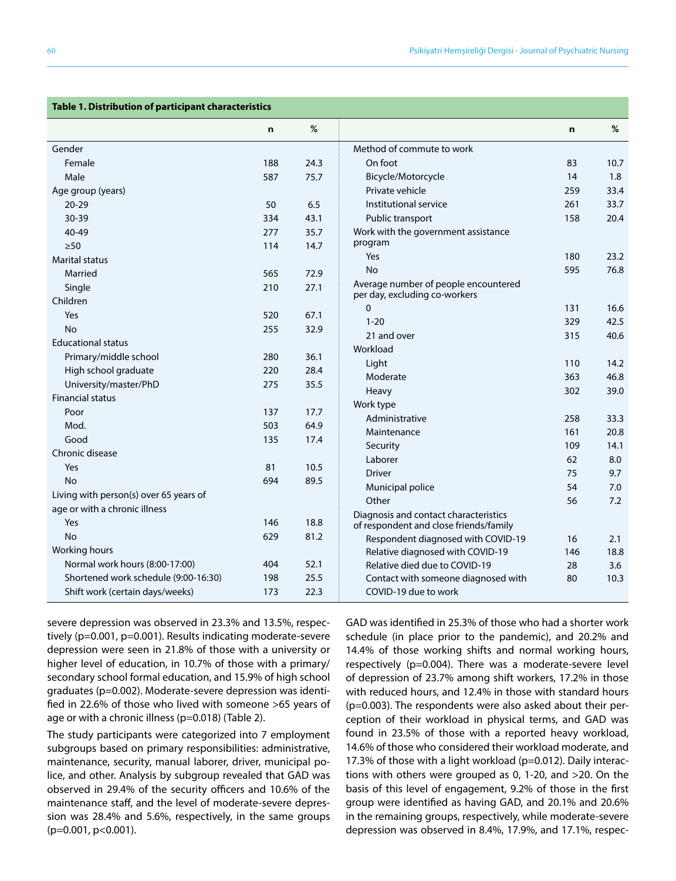**Table 1. Distribution of participant characteristics**

| | n | % | | n | % |
|---|---|---|---|---|---|
| Gender | | | Method of commute to work | | |
| Female | 188 | 24.3 | On foot | 83 | 10.7 |
| Male | 587 | 75.7 | Bicycle/Motorcycle | 14 | 1.8 |
| Age group (years) | | | Private vehicle | 259 | 33.4 |
| 20-29 | 50 | 6.5 | Institutional service | 261 | 33.7 |
| 30-39 | 334 | 43.1 | Public transport | 158 | 20.4 |
| 40-49 | 277 | 35.7 | Work with the government assistance program | | |
| ≥50 | 114 | 14.7 | Yes | 180 | 23.2 |
| Marital status | | | No | 595 | 76.8 |
| Married | 565 | 72.9 | Average number of people encountered per day, excluding co-workers | | |
| Single | 210 | 27.1 | 0 | 131 | 16.6 |
| Children | | | 1-20 | 329 | 42.5 |
| Yes | 520 | 67.1 | 21 and over | 315 | 40.6 |
| No | 255 | 32.9 | Workload | | |
| Educational status | | | Light | 110 | 14.2 |
| Primary/middle school | 280 | 36.1 | Moderate | 363 | 46.8 |
| High school graduate | 220 | 28.4 | Heavy | 302 | 39.0 |
| University/master/PhD | 275 | 35.5 | Work type | | |
| Financial status | | | Administrative | 258 | 33.3 |
| Poor | 137 | 17.7 | Maintenance | 161 | 20.8 |
| Mod. | 503 | 64.9 | Security | 109 | 14.1 |
| Good | 135 | 17.4 | Laborer | 62 | 8.0 |
| Chronic disease | | | Driver | 75 | 9.7 |
| Yes | 81 | 10.5 | Municipal police | 54 | 7.0 |
| No | 694 | 89.5 | Other | 56 | 7.2 |
| Living with person(s) over 65 years of age or with a chronic illness | | | Diagnosis and contact characteristics of respondent and close friends/family | | |
| Yes | 146 | 18.8 | Respondent diagnosed with COVID-19 | 16 | 2.1 |
| No | 629 | 81.2 | Relative diagnosed with COVID-19 | 146 | 18.8 |
| Working hours | | | Relative died due to COVID-19 | 28 | 3.6 |
| Normal work hours (8:00-17:00) | 404 | 52.1 | Contact with someone diagnosed with COVID-19 due to work | 80 | 10.3 |
| Shortened work schedule (9:00-16:30) | 198 | 25.5 | | | |
| Shift work (certain days/weeks) | 173 | 22.3 | | | |

severe depression was observed in 23.3% and 13.5%, respectively (p=0.001, p=0.001). Results indicating moderate-severe depression were seen in 21.8% of those with a university or higher level of education, in 10.7% of those with a primary/secondary school formal education, and 15.9% of high school graduates (p=0.002). Moderate-severe depression was identified in 22.6% of those who lived with someone >65 years of age or with a chronic illness (p=0.018) (Table 2).

The study participants were categorized into 7 employment subgroups based on primary responsibilities: administrative, maintenance, security, manual laborer, driver, municipal police, and other. Analysis by subgroup revealed that GAD was observed in 29.4% of the security officers and 10.6% of the maintenance staff, and the level of moderate-severe depression was 28.4% and 5.6%, respectively, in the same groups (p=0.001, p<0.001).

GAD was identified in 25.3% of those who had a shorter work schedule (in place prior to the pandemic), and 20.2% and 14.4% of those working shifts and normal working hours, respectively (p=0.004). There was a moderate-severe level of depression of 23.7% among shift workers, 17.2% in those with reduced hours, and 12.4% in those with standard hours (p=0.003). The respondents were also asked about their perception of their workload in physical terms, and GAD was found in 23.5% of those with a reported heavy workload, 14.6% of those who considered their workload moderate, and 17.3% of those with a light workload (p=0.012). Daily interactions with others were grouped as 0, 1-20, and >20. On the basis of this level of engagement, 9.2% of those in the first group were identified as having GAD, and 20.1% and 20.6% in the remaining groups, respectively, while moderate-severe depression was observed in 8.4%, 17.9%, and 17.1%, respec-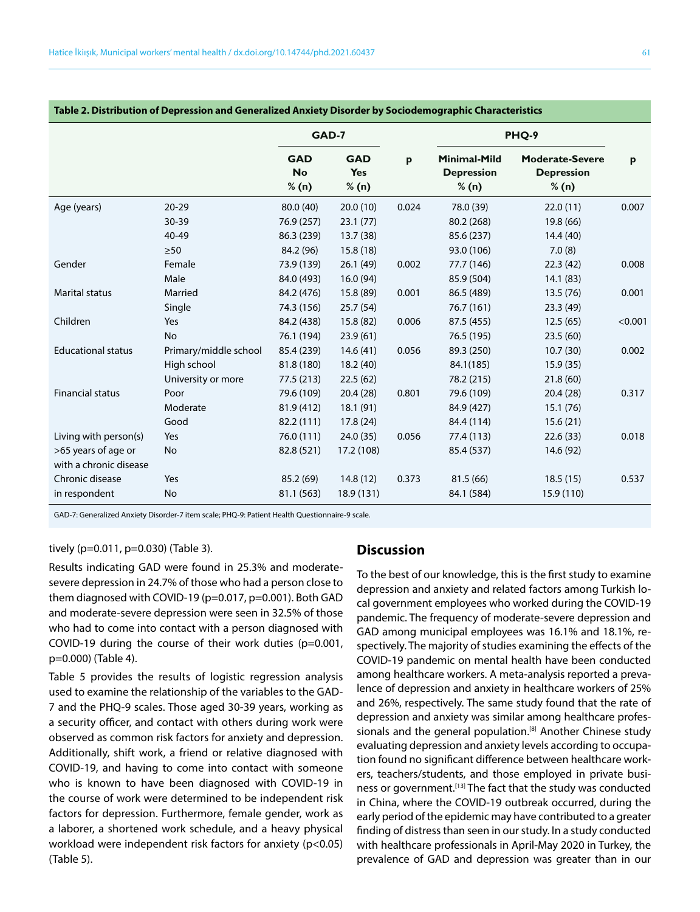**Table 2. Distribution of Depression and Generalized Anxiety Disorder by Sociodemographic Characteristics**

| | | GAD-7 | | p | PHQ-9 | | p |
|---|---|---|---|---|---|---|---|
| | | GAD No % (n) | GAD Yes % (n) | | Minimal-Mild Depression % (n) | Moderate-Severe Depression % (n) | |
| Age (years) | 20-29 | 80.0 (40) | 20.0 (10) | 0.024 | 78.0 (39) | 22.0 (11) | 0.007 |
| | 30-39 | 76.9 (257) | 23.1 (77) | | 80.2 (268) | 19.8 (66) | |
| | 40-49 | 86.3 (239) | 13.7 (38) | | 85.6 (237) | 14.4 (40) | |
| | ≥50 | 84.2 (96) | 15.8 (18) | | 93.0 (106) | 7.0 (8) | |
| Gender | Female | 73.9 (139) | 26.1 (49) | 0.002 | 77.7 (146) | 22.3 (42) | 0.008 |
| | Male | 84.0 (493) | 16.0 (94) | | 85.9 (504) | 14.1 (83) | |
| Marital status | Married | 84.2 (476) | 15.8 (89) | 0.001 | 86.5 (489) | 13.5 (76) | 0.001 |
| | Single | 74.3 (156) | 25.7 (54) | | 76.7 (161) | 23.3 (49) | |
| Children | Yes | 84.2 (438) | 15.8 (82) | 0.006 | 87.5 (455) | 12.5 (65) | <0.001 |
| | No | 76.1 (194) | 23.9 (61) | | 76.5 (195) | 23.5 (60) | |
| Educational status | Primary/middle school | 85.4 (239) | 14.6 (41) | 0.056 | 89.3 (250) | 10.7 (30) | 0.002 |
| | High school | 81.8 (180) | 18.2 (40) | | 84.1(185) | 15.9 (35) | |
| | University or more | 77.5 (213) | 22.5 (62) | | 78.2 (215) | 21.8 (60) | |
| Financial status | Poor | 79.6 (109) | 20.4 (28) | 0.801 | 79.6 (109) | 20.4 (28) | 0.317 |
| | Moderate | 81.9 (412) | 18.1 (91) | | 84.9 (427) | 15.1 (76) | |
| | Good | 82.2 (111) | 17.8 (24) | | 84.4 (114) | 15.6 (21) | |
| Living with person(s) >65 years of age or with a chronic disease | Yes | 76.0 (111) | 24.0 (35) | 0.056 | 77.4 (113) | 22.6 (33) | 0.018 |
| | No | 82.8 (521) | 17.2 (108) | | 85.4 (537) | 14.6 (92) | |
| Chronic disease in respondent | Yes | 85.2 (69) | 14.8 (12) | 0.373 | 81.5 (66) | 18.5 (15) | 0.537 |
| | No | 81.1 (563) | 18.9 (131) | | 84.1 (584) | 15.9 (110) | |

GAD-7: Generalized Anxiety Disorder-7 item scale; PHQ-9: Patient Health Questionnaire-9 scale.

tively (p=0.011, p=0.030) (Table 3).

Results indicating GAD were found in 25.3% and moderate-severe depression in 24.7% of those who had a person close to them diagnosed with COVID-19 (p=0.017, p=0.001). Both GAD and moderate-severe depression were seen in 32.5% of those who had to come into contact with a person diagnosed with COVID-19 during the course of their work duties (p=0.001, p=0.000) (Table 4).

Table 5 provides the results of logistic regression analysis used to examine the relationship of the variables to the GAD-7 and the PHQ-9 scales. Those aged 30-39 years, working as a security officer, and contact with others during work were observed as common risk factors for anxiety and depression. Additionally, shift work, a friend or relative diagnosed with COVID-19, and having to come into contact with someone who is known to have been diagnosed with COVID-19 in the course of work were determined to be independent risk factors for depression. Furthermore, female gender, work as a laborer, a shortened work schedule, and a heavy physical workload were independent risk factors for anxiety (p<0.05) (Table 5).

## Discussion

To the best of our knowledge, this is the first study to examine depression and anxiety and related factors among Turkish local government employees who worked during the COVID-19 pandemic. The frequency of moderate-severe depression and GAD among municipal employees was 16.1% and 18.1%, respectively. The majority of studies examining the effects of the COVID-19 pandemic on mental health have been conducted among healthcare workers. A meta-analysis reported a prevalence of depression and anxiety in healthcare workers of 25% and 26%, respectively. The same study found that the rate of depression and anxiety was similar among healthcare professionals and the general population.[8] Another Chinese study evaluating depression and anxiety levels according to occupation found no significant difference between healthcare workers, teachers/students, and those employed in private business or government.[13] The fact that the study was conducted in China, where the COVID-19 outbreak occurred, during the early period of the epidemic may have contributed to a greater finding of distress than seen in our study. In a study conducted with healthcare professionals in April-May 2020 in Turkey, the prevalence of GAD and depression was greater than in our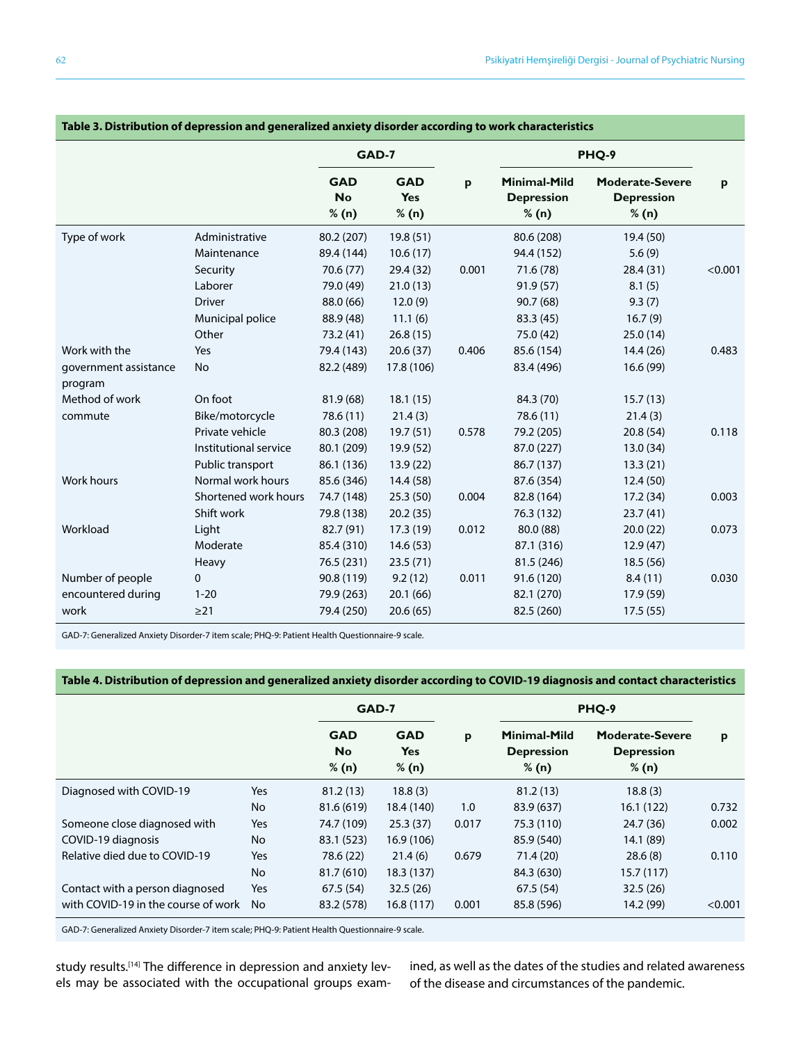**Table 3. Distribution of depression and generalized anxiety disorder according to work characteristics**

| | | GAD-7 | | p | PHQ-9 | | p |
|---|---|---|---|---|---|---|---|
| | | GAD No % (n) | GAD Yes % (n) | | Minimal-Mild Depression % (n) | Moderate-Severe Depression % (n) | |
| Type of work | Administrative | 80.2 (207) | 19.8 (51) | | 80.6 (208) | 19.4 (50) | |
| | Maintenance | 89.4 (144) | 10.6 (17) | | 94.4 (152) | 5.6 (9) | |
| | Security | 70.6 (77) | 29.4 (32) | 0.001 | 71.6 (78) | 28.4 (31) | <0.001 |
| | Laborer | 79.0 (49) | 21.0 (13) | | 91.9 (57) | 8.1 (5) | |
| | Driver | 88.0 (66) | 12.0 (9) | | 90.7 (68) | 9.3 (7) | |
| | Municipal police | 88.9 (48) | 11.1 (6) | | 83.3 (45) | 16.7 (9) | |
| | Other | 73.2 (41) | 26.8 (15) | | 75.0 (42) | 25.0 (14) | |
| Work with the government assistance program | Yes | 79.4 (143) | 20.6 (37) | 0.406 | 85.6 (154) | 14.4 (26) | 0.483 |
| | No | 82.2 (489) | 17.8 (106) | | 83.4 (496) | 16.6 (99) | |
| Method of work commute | On foot | 81.9 (68) | 18.1 (15) | | 84.3 (70) | 15.7 (13) | |
| | Bike/motorcycle | 78.6 (11) | 21.4 (3) | | 78.6 (11) | 21.4 (3) | |
| | Private vehicle | 80.3 (208) | 19.7 (51) | 0.578 | 79.2 (205) | 20.8 (54) | 0.118 |
| | Institutional service | 80.1 (209) | 19.9 (52) | | 87.0 (227) | 13.0 (34) | |
| | Public transport | 86.1 (136) | 13.9 (22) | | 86.7 (137) | 13.3 (21) | |
| Work hours | Normal work hours | 85.6 (346) | 14.4 (58) | | 87.6 (354) | 12.4 (50) | |
| | Shortened work hours | 74.7 (148) | 25.3 (50) | 0.004 | 82.8 (164) | 17.2 (34) | 0.003 |
| | Shift work | 79.8 (138) | 20.2 (35) | | 76.3 (132) | 23.7 (41) | |
| Workload | Light | 82.7 (91) | 17.3 (19) | 0.012 | 80.0 (88) | 20.0 (22) | 0.073 |
| | Moderate | 85.4 (310) | 14.6 (53) | | 87.1 (316) | 12.9 (47) | |
| | Heavy | 76.5 (231) | 23.5 (71) | | 81.5 (246) | 18.5 (56) | |
| Number of people encountered during work | 0 | 90.8 (119) | 9.2 (12) | 0.011 | 91.6 (120) | 8.4 (11) | 0.030 |
| | 1-20 | 79.9 (263) | 20.1 (66) | | 82.1 (270) | 17.9 (59) | |
| | ≥21 | 79.4 (250) | 20.6 (65) | | 82.5 (260) | 17.5 (55) | |

GAD-7: Generalized Anxiety Disorder-7 item scale; PHQ-9: Patient Health Questionnaire-9 scale.

**Table 4. Distribution of depression and generalized anxiety disorder according to COVID-19 diagnosis and contact characteristics**

| | | GAD-7 | | p | PHQ-9 | | p |
|---|---|---|---|---|---|---|---|
| | | GAD No % (n) | GAD Yes % (n) | | Minimal-Mild Depression % (n) | Moderate-Severe Depression % (n) | |
| Diagnosed with COVID-19 | Yes | 81.2 (13) | 18.8 (3) | | 81.2 (13) | 18.8 (3) | |
| | No | 81.6 (619) | 18.4 (140) | 1.0 | 83.9 (637) | 16.1 (122) | 0.732 |
| Someone close diagnosed with COVID-19 diagnosis | Yes | 74.7 (109) | 25.3 (37) | 0.017 | 75.3 (110) | 24.7 (36) | 0.002 |
| | No | 83.1 (523) | 16.9 (106) | | 85.9 (540) | 14.1 (89) | |
| Relative died due to COVID-19 | Yes | 78.6 (22) | 21.4 (6) | 0.679 | 71.4 (20) | 28.6 (8) | 0.110 |
| | No | 81.7 (610) | 18.3 (137) | | 84.3 (630) | 15.7 (117) | |
| Contact with a person diagnosed with COVID-19 in the course of work | Yes | 67.5 (54) | 32.5 (26) | | 67.5 (54) | 32.5 (26) | |
| | No | 83.2 (578) | 16.8 (117) | 0.001 | 85.8 (596) | 14.2 (99) | <0.001 |

GAD-7: Generalized Anxiety Disorder-7 item scale; PHQ-9: Patient Health Questionnaire-9 scale.

study results.[14] The difference in depression and anxiety levels may be associated with the occupational groups examined, as well as the dates of the studies and related awareness of the disease and circumstances of the pandemic.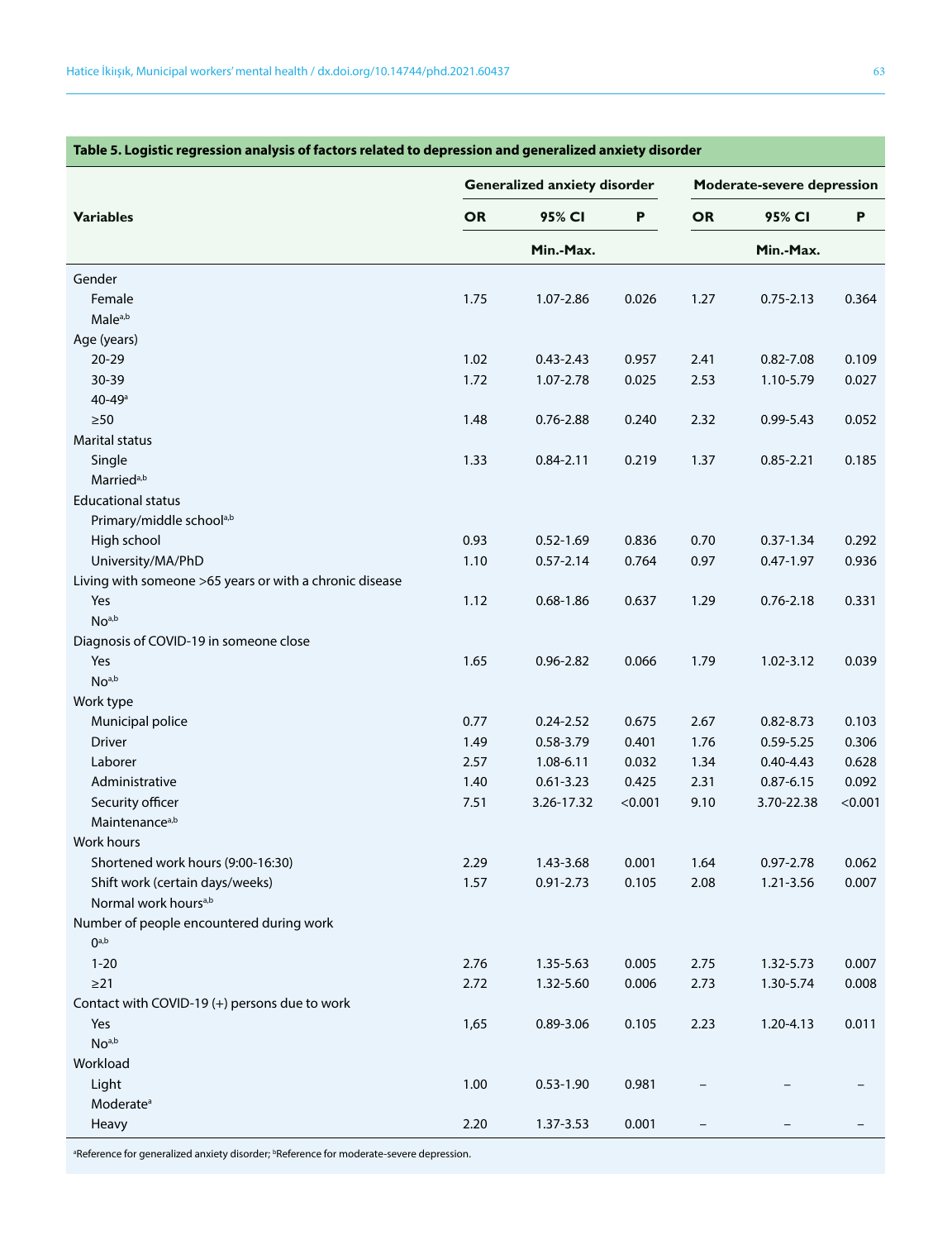**Table 5. Logistic regression analysis of factors related to depression and generalized anxiety disorder**

| Variables | Generalized anxiety disorder | | | Moderate-severe depression | | |
|---|---|---|---|---|---|---|
| | OR | 95% CI Min.-Max. | P | OR | 95% CI Min.-Max. | P |
| Gender | | | | | | |
| Female | 1.75 | 1.07-2.86 | 0.026 | 1.27 | 0.75-2.13 | 0.364 |
| Male[a,b] | | | | | | |
| Age (years) | | | | | | |
| 20-29 | 1.02 | 0.43-2.43 | 0.957 | 2.41 | 0.82-7.08 | 0.109 |
| 30-39 | 1.72 | 1.07-2.78 | 0.025 | 2.53 | 1.10-5.79 | 0.027 |
| 40-49[a] | | | | | | |
| ≥50 | 1.48 | 0.76-2.88 | 0.240 | 2.32 | 0.99-5.43 | 0.052 |
| Marital status | | | | | | |
| Single | 1.33 | 0.84-2.11 | 0.219 | 1.37 | 0.85-2.21 | 0.185 |
| Married[a,b] | | | | | | |
| Educational status | | | | | | |
| Primary/middle school[a,b] | | | | | | |
| High school | 0.93 | 0.52-1.69 | 0.836 | 0.70 | 0.37-1.34 | 0.292 |
| University/MA/PhD | 1.10 | 0.57-2.14 | 0.764 | 0.97 | 0.47-1.97 | 0.936 |
| Living with someone >65 years or with a chronic disease | | | | | | |
| Yes | 1.12 | 0.68-1.86 | 0.637 | 1.29 | 0.76-2.18 | 0.331 |
| No[a,b] | | | | | | |
| Diagnosis of COVID-19 in someone close | | | | | | |
| Yes | 1.65 | 0.96-2.82 | 0.066 | 1.79 | 1.02-3.12 | 0.039 |
| No[a,b] | | | | | | |
| Work type | | | | | | |
| Municipal police | 0.77 | 0.24-2.52 | 0.675 | 2.67 | 0.82-8.73 | 0.103 |
| Driver | 1.49 | 0.58-3.79 | 0.401 | 1.76 | 0.59-5.25 | 0.306 |
| Laborer | 2.57 | 1.08-6.11 | 0.032 | 1.34 | 0.40-4.43 | 0.628 |
| Administrative | 1.40 | 0.61-3.23 | 0.425 | 2.31 | 0.87-6.15 | 0.092 |
| Security officer | 7.51 | 3.26-17.32 | <0.001 | 9.10 | 3.70-22.38 | <0.001 |
| Maintenance[a,b] | | | | | | |
| Work hours | | | | | | |
| Shortened work hours (9:00-16:30) | 2.29 | 1.43-3.68 | 0.001 | 1.64 | 0.97-2.78 | 0.062 |
| Shift work (certain days/weeks) | 1.57 | 0.91-2.73 | 0.105 | 2.08 | 1.21-3.56 | 0.007 |
| Normal work hours[a,b] | | | | | | |
| Number of people encountered during work | | | | | | |
| 0[a,b] | | | | | | |
| 1-20 | 2.76 | 1.35-5.63 | 0.005 | 2.75 | 1.32-5.73 | 0.007 |
| ≥21 | 2.72 | 1.32-5.60 | 0.006 | 2.73 | 1.30-5.74 | 0.008 |
| Contact with COVID-19 (+) persons due to work | | | | | | |
| Yes | 1,65 | 0.89-3.06 | 0.105 | 2.23 | 1.20-4.13 | 0.011 |
| No[a,b] | | | | | | |
| Workload | | | | | | |
| Light | 1.00 | 0.53-1.90 | 0.981 | – | – | – |
| Moderate[a] | | | | | | |
| Heavy | 2.20 | 1.37-3.53 | 0.001 | – | – | – |

[a]Reference for generalized anxiety disorder; [b]Reference for moderate-severe depression.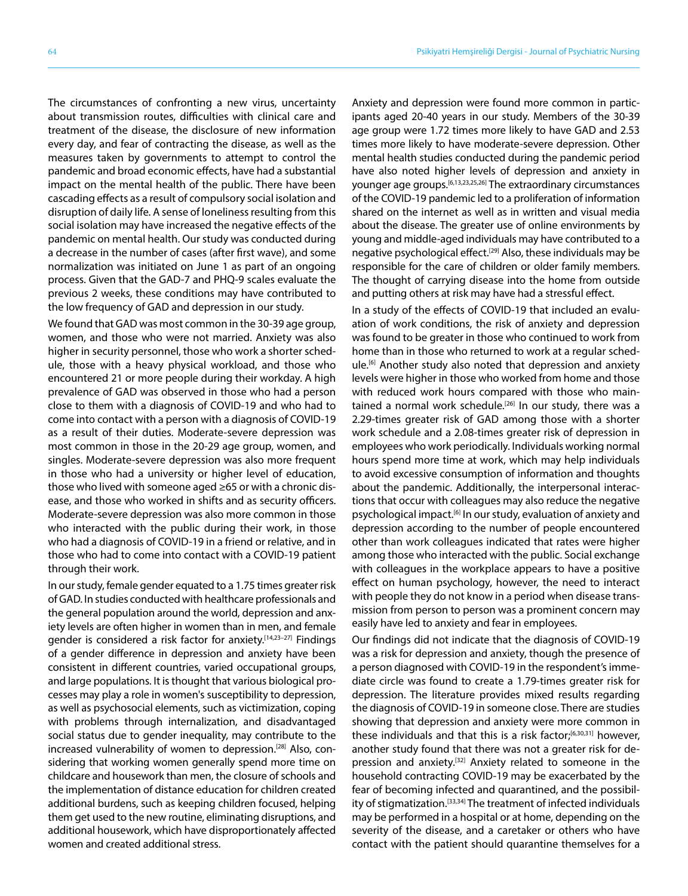The circumstances of confronting a new virus, uncertainty about transmission routes, difficulties with clinical care and treatment of the disease, the disclosure of new information every day, and fear of contracting the disease, as well as the measures taken by governments to attempt to control the pandemic and broad economic effects, have had a substantial impact on the mental health of the public. There have been cascading effects as a result of compulsory social isolation and disruption of daily life. A sense of loneliness resulting from this social isolation may have increased the negative effects of the pandemic on mental health. Our study was conducted during a decrease in the number of cases (after first wave), and some normalization was initiated on June 1 as part of an ongoing process. Given that the GAD-7 and PHQ-9 scales evaluate the previous 2 weeks, these conditions may have contributed to the low frequency of GAD and depression in our study.

We found that GAD was most common in the 30-39 age group, women, and those who were not married. Anxiety was also higher in security personnel, those who work a shorter schedule, those with a heavy physical workload, and those who encountered 21 or more people during their workday. A high prevalence of GAD was observed in those who had a person close to them with a diagnosis of COVID-19 and who had to come into contact with a person with a diagnosis of COVID-19 as a result of their duties. Moderate-severe depression was most common in those in the 20-29 age group, women, and singles. Moderate-severe depression was also more frequent in those who had a university or higher level of education, those who lived with someone aged ≥65 or with a chronic disease, and those who worked in shifts and as security officers. Moderate-severe depression was also more common in those who interacted with the public during their work, in those who had a diagnosis of COVID-19 in a friend or relative, and in those who had to come into contact with a COVID-19 patient through their work.

In our study, female gender equated to a 1.75 times greater risk of GAD. In studies conducted with healthcare professionals and the general population around the world, depression and anxiety levels are often higher in women than in men, and female gender is considered a risk factor for anxiety.[14,23–27] Findings of a gender difference in depression and anxiety have been consistent in different countries, varied occupational groups, and large populations. It is thought that various biological processes may play a role in women's susceptibility to depression, as well as psychosocial elements, such as victimization, coping with problems through internalization, and disadvantaged social status due to gender inequality, may contribute to the increased vulnerability of women to depression.[28] Also, considering that working women generally spend more time on childcare and housework than men, the closure of schools and the implementation of distance education for children created additional burdens, such as keeping children focused, helping them get used to the new routine, eliminating disruptions, and additional housework, which have disproportionately affected women and created additional stress.

Anxiety and depression were found more common in participants aged 20-40 years in our study. Members of the 30-39 age group were 1.72 times more likely to have GAD and 2.53 times more likely to have moderate-severe depression. Other mental health studies conducted during the pandemic period have also noted higher levels of depression and anxiety in younger age groups.[6,13,23,25,26] The extraordinary circumstances of the COVID-19 pandemic led to a proliferation of information shared on the internet as well as in written and visual media about the disease. The greater use of online environments by young and middle-aged individuals may have contributed to a negative psychological effect.[29] Also, these individuals may be responsible for the care of children or older family members. The thought of carrying disease into the home from outside and putting others at risk may have had a stressful effect.

In a study of the effects of COVID-19 that included an evaluation of work conditions, the risk of anxiety and depression was found to be greater in those who continued to work from home than in those who returned to work at a regular schedule.[6] Another study also noted that depression and anxiety levels were higher in those who worked from home and those with reduced work hours compared with those who maintained a normal work schedule.[26] In our study, there was a 2.29-times greater risk of GAD among those with a shorter work schedule and a 2.08-times greater risk of depression in employees who work periodically. Individuals working normal hours spend more time at work, which may help individuals to avoid excessive consumption of information and thoughts about the pandemic. Additionally, the interpersonal interactions that occur with colleagues may also reduce the negative psychological impact.[6] In our study, evaluation of anxiety and depression according to the number of people encountered other than work colleagues indicated that rates were higher among those who interacted with the public. Social exchange with colleagues in the workplace appears to have a positive effect on human psychology, however, the need to interact with people they do not know in a period when disease transmission from person to person was a prominent concern may easily have led to anxiety and fear in employees.

Our findings did not indicate that the diagnosis of COVID-19 was a risk for depression and anxiety, though the presence of a person diagnosed with COVID-19 in the respondent's immediate circle was found to create a 1.79-times greater risk for depression. The literature provides mixed results regarding the diagnosis of COVID-19 in someone close. There are studies showing that depression and anxiety were more common in these individuals and that this is a risk factor;[6,30,31] however, another study found that there was not a greater risk for depression and anxiety.[32] Anxiety related to someone in the household contracting COVID-19 may be exacerbated by the fear of becoming infected and quarantined, and the possibility of stigmatization.[33,34] The treatment of infected individuals may be performed in a hospital or at home, depending on the severity of the disease, and a caretaker or others who have contact with the patient should quarantine themselves for a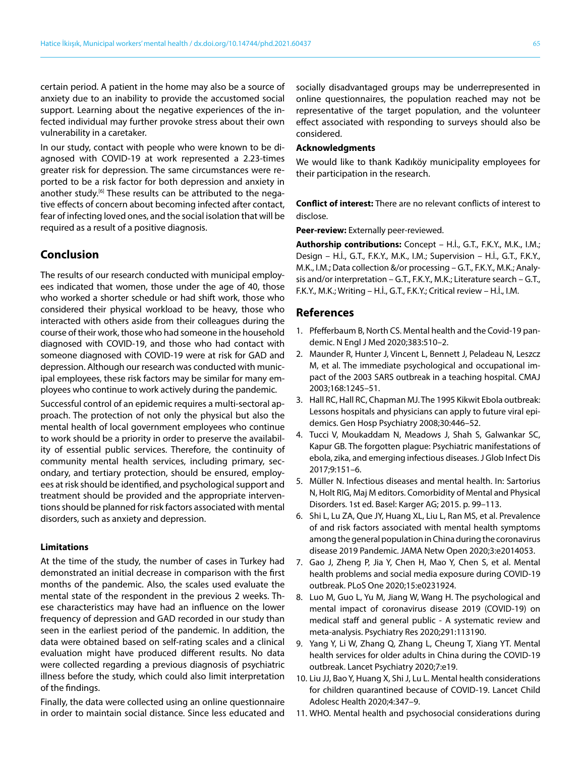certain period. A patient in the home may also be a source of anxiety due to an inability to provide the accustomed social support. Learning about the negative experiences of the infected individual may further provoke stress about their own vulnerability in a caretaker.

In our study, contact with people who were known to be diagnosed with COVID-19 at work represented a 2.23-times greater risk for depression. The same circumstances were reported to be a risk factor for both depression and anxiety in another study.[6] These results can be attributed to the negative effects of concern about becoming infected after contact, fear of infecting loved ones, and the social isolation that will be required as a result of a positive diagnosis.

## Conclusion

The results of our research conducted with municipal employees indicated that women, those under the age of 40, those who worked a shorter schedule or had shift work, those who considered their physical workload to be heavy, those who interacted with others aside from their colleagues during the course of their work, those who had someone in the household diagnosed with COVID-19, and those who had contact with someone diagnosed with COVID-19 were at risk for GAD and depression. Although our research was conducted with municipal employees, these risk factors may be similar for many employees who continue to work actively during the pandemic.

Successful control of an epidemic requires a multi-sectoral approach. The protection of not only the physical but also the mental health of local government employees who continue to work should be a priority in order to preserve the availability of essential public services. Therefore, the continuity of community mental health services, including primary, secondary, and tertiary protection, should be ensured, employees at risk should be identified, and psychological support and treatment should be provided and the appropriate interventions should be planned for risk factors associated with mental disorders, such as anxiety and depression.

### Limitations

At the time of the study, the number of cases in Turkey had demonstrated an initial decrease in comparison with the first months of the pandemic. Also, the scales used evaluate the mental state of the respondent in the previous 2 weeks. These characteristics may have had an influence on the lower frequency of depression and GAD recorded in our study than seen in the earliest period of the pandemic. In addition, the data were obtained based on self-rating scales and a clinical evaluation might have produced different results. No data were collected regarding a previous diagnosis of psychiatric illness before the study, which could also limit interpretation of the findings.

Finally, the data were collected using an online questionnaire in order to maintain social distance. Since less educated and socially disadvantaged groups may be underrepresented in online questionnaires, the population reached may not be representative of the target population, and the volunteer effect associated with responding to surveys should also be considered.

### Acknowledgments

We would like to thank Kadıköy municipality employees for their participation in the research.

**Conflict of interest:** There are no relevant conflicts of interest to disclose.

**Peer-review:** Externally peer-reviewed.

**Authorship contributions:** Concept – H.İ., G.T., F.K.Y., M.K., I.M.; Design – H.İ., G.T., F.K.Y., M.K., I.M.; Supervision – H.İ., G.T., F.K.Y., M.K., I.M.; Data collection &/or processing – G.T., F.K.Y., M.K.; Analysis and/or interpretation – G.T., F.K.Y., M.K.; Literature search – G.T., F.K.Y., M.K.; Writing – H.İ., G.T., F.K.Y.; Critical review – H.İ., I.M.

## References

1. Pfefferbaum B, North CS. Mental health and the Covid-19 pandemic. N Engl J Med 2020;383:510–2.
2. Maunder R, Hunter J, Vincent L, Bennett J, Peladeau N, Leszcz M, et al. The immediate psychological and occupational impact of the 2003 SARS outbreak in a teaching hospital. CMAJ 2003;168:1245–51.
3. Hall RC, Hall RC, Chapman MJ. The 1995 Kikwit Ebola outbreak: Lessons hospitals and physicians can apply to future viral epidemics. Gen Hosp Psychiatry 2008;30:446–52.
4. Tucci V, Moukaddam N, Meadows J, Shah S, Galwankar SC, Kapur GB. The forgotten plague: Psychiatric manifestations of ebola, zika, and emerging infectious diseases. J Glob Infect Dis 2017;9:151–6.
5. Müller N. Infectious diseases and mental health. In: Sartorius N, Holt RIG, Maj M editors. Comorbidity of Mental and Physical Disorders. 1st ed. Basel: Karger AG; 2015. p. 99–113.
6. Shi L, Lu ZA, Que JY, Huang XL, Liu L, Ran MS, et al. Prevalence of and risk factors associated with mental health symptoms among the general population in China during the coronavirus disease 2019 Pandemic. JAMA Netw Open 2020;3:e2014053.
7. Gao J, Zheng P, Jia Y, Chen H, Mao Y, Chen S, et al. Mental health problems and social media exposure during COVID-19 outbreak. PLoS One 2020;15:e0231924.
8. Luo M, Guo L, Yu M, Jiang W, Wang H. The psychological and mental impact of coronavirus disease 2019 (COVID-19) on medical staff and general public - A systematic review and meta-analysis. Psychiatry Res 2020;291:113190.
9. Yang Y, Li W, Zhang Q, Zhang L, Cheung T, Xiang YT. Mental health services for older adults in China during the COVID-19 outbreak. Lancet Psychiatry 2020;7:e19.
10. Liu JJ, Bao Y, Huang X, Shi J, Lu L. Mental health considerations for children quarantined because of COVID-19. Lancet Child Adolesc Health 2020;4:347–9.
11. WHO. Mental health and psychosocial considerations during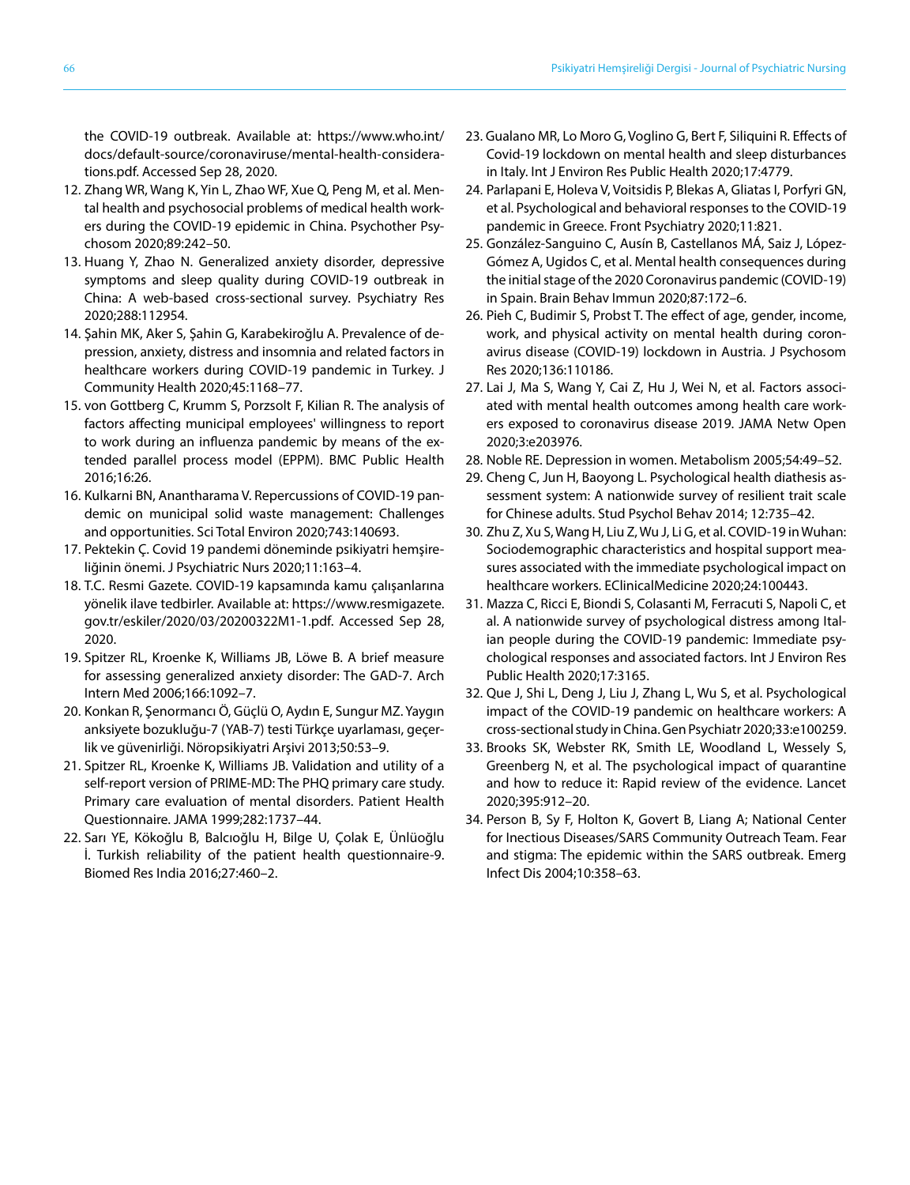the COVID-19 outbreak. Available at: https://www.who.int/docs/default-source/coronaviruse/mental-health-considerations.pdf. Accessed Sep 28, 2020.

12. Zhang WR, Wang K, Yin L, Zhao WF, Xue Q, Peng M, et al. Mental health and psychosocial problems of medical health workers during the COVID-19 epidemic in China. Psychother Psychosom 2020;89:242–50.
13. Huang Y, Zhao N. Generalized anxiety disorder, depressive symptoms and sleep quality during COVID-19 outbreak in China: A web-based cross-sectional survey. Psychiatry Res 2020;288:112954.
14. Şahin MK, Aker S, Şahin G, Karabekiroğlu A. Prevalence of depression, anxiety, distress and insomnia and related factors in healthcare workers during COVID-19 pandemic in Turkey. J Community Health 2020;45:1168–77.
15. von Gottberg C, Krumm S, Porzsolt F, Kilian R. The analysis of factors affecting municipal employees' willingness to report to work during an influenza pandemic by means of the extended parallel process model (EPPM). BMC Public Health 2016;16:26.
16. Kulkarni BN, Anantharama V. Repercussions of COVID-19 pandemic on municipal solid waste management: Challenges and opportunities. Sci Total Environ 2020;743:140693.
17. Pektekin Ç. Covid 19 pandemi döneminde psikiyatri hemşireliğinin önemi. J Psychiatric Nurs 2020;11:163–4.
18. T.C. Resmi Gazete. COVID-19 kapsamında kamu çalışanlarına yönelik ilave tedbirler. Available at: https://www.resmigazete.gov.tr/eskiler/2020/03/20200322M1-1.pdf. Accessed Sep 28, 2020.
19. Spitzer RL, Kroenke K, Williams JB, Löwe B. A brief measure for assessing generalized anxiety disorder: The GAD-7. Arch Intern Med 2006;166:1092–7.
20. Konkan R, Şenormancı Ö, Güçlü O, Aydın E, Sungur MZ. Yaygın anksiyete bozukluğu-7 (YAB-7) testi Türkçe uyarlaması, geçerlik ve güvenirliği. Nöropsikiyatri Arşivi 2013;50:53–9.
21. Spitzer RL, Kroenke K, Williams JB. Validation and utility of a self-report version of PRIME-MD: The PHQ primary care study. Primary care evaluation of mental disorders. Patient Health Questionnaire. JAMA 1999;282:1737–44.
22. Sarı YE, Kökoğlu B, Balcıoğlu H, Bilge U, Çolak E, Ünlüoğlu İ. Turkish reliability of the patient health questionnaire-9. Biomed Res India 2016;27:460–2.
23. Gualano MR, Lo Moro G, Voglino G, Bert F, Siliquini R. Effects of Covid-19 lockdown on mental health and sleep disturbances in Italy. Int J Environ Res Public Health 2020;17:4779.
24. Parlapani E, Holeva V, Voitsidis P, Blekas A, Gliatas I, Porfyri GN, et al. Psychological and behavioral responses to the COVID-19 pandemic in Greece. Front Psychiatry 2020;11:821.
25. González-Sanguino C, Ausín B, Castellanos MÁ, Saiz J, López-Gómez A, Ugidos C, et al. Mental health consequences during the initial stage of the 2020 Coronavirus pandemic (COVID-19) in Spain. Brain Behav Immun 2020;87:172–6.
26. Pieh C, Budimir S, Probst T. The effect of age, gender, income, work, and physical activity on mental health during coronavirus disease (COVID-19) lockdown in Austria. J Psychosom Res 2020;136:110186.
27. Lai J, Ma S, Wang Y, Cai Z, Hu J, Wei N, et al. Factors associated with mental health outcomes among health care workers exposed to coronavirus disease 2019. JAMA Netw Open 2020;3:e203976.
28. Noble RE. Depression in women. Metabolism 2005;54:49–52.
29. Cheng C, Jun H, Baoyong L. Psychological health diathesis assessment system: A nationwide survey of resilient trait scale for Chinese adults. Stud Psychol Behav 2014; 12:735–42.
30. Zhu Z, Xu S, Wang H, Liu Z, Wu J, Li G, et al. COVID-19 in Wuhan: Sociodemographic characteristics and hospital support measures associated with the immediate psychological impact on healthcare workers. EClinicalMedicine 2020;24:100443.
31. Mazza C, Ricci E, Biondi S, Colasanti M, Ferracuti S, Napoli C, et al. A nationwide survey of psychological distress among Italian people during the COVID-19 pandemic: Immediate psychological responses and associated factors. Int J Environ Res Public Health 2020;17:3165.
32. Que J, Shi L, Deng J, Liu J, Zhang L, Wu S, et al. Psychological impact of the COVID-19 pandemic on healthcare workers: A cross-sectional study in China. Gen Psychiatr 2020;33:e100259.
33. Brooks SK, Webster RK, Smith LE, Woodland L, Wessely S, Greenberg N, et al. The psychological impact of quarantine and how to reduce it: Rapid review of the evidence. Lancet 2020;395:912–20.
34. Person B, Sy F, Holton K, Govert B, Liang A; National Center for Inectious Diseases/SARS Community Outreach Team. Fear and stigma: The epidemic within the SARS outbreak. Emerg Infect Dis 2004;10:358–63.